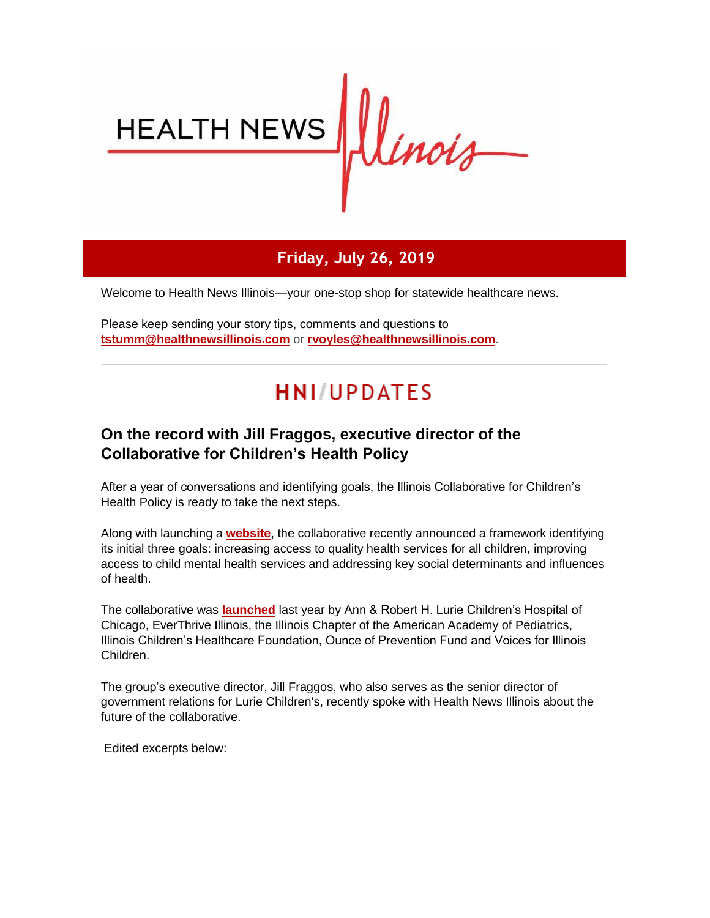# HEALTH NEWS Illinois

**Friday, July 26, 2019**

Welcome to Health News Illinois—your one-stop shop for statewide healthcare news.

Please keep sending your story tips, comments and questions to **tstumm@healthnewsillinois.com** or **rvoyles@healthnewsillinois.com**.

## HNI/UPDATES

### On the record with Jill Fraggos, executive director of the Collaborative for Children's Health Policy

After a year of conversations and identifying goals, the Illinois Collaborative for Children's Health Policy is ready to take the next steps.

Along with launching a **website**, the collaborative recently announced a framework identifying its initial three goals: increasing access to quality health services for all children, improving access to child mental health services and addressing key social determinants and influences of health.

The collaborative was **launched** last year by Ann & Robert H. Lurie Children's Hospital of Chicago, EverThrive Illinois, the Illinois Chapter of the American Academy of Pediatrics, Illinois Children's Healthcare Foundation, Ounce of Prevention Fund and Voices for Illinois Children.

The group's executive director, Jill Fraggos, who also serves as the senior director of government relations for Lurie Children's, recently spoke with Health News Illinois about the future of the collaborative.

Edited excerpts below: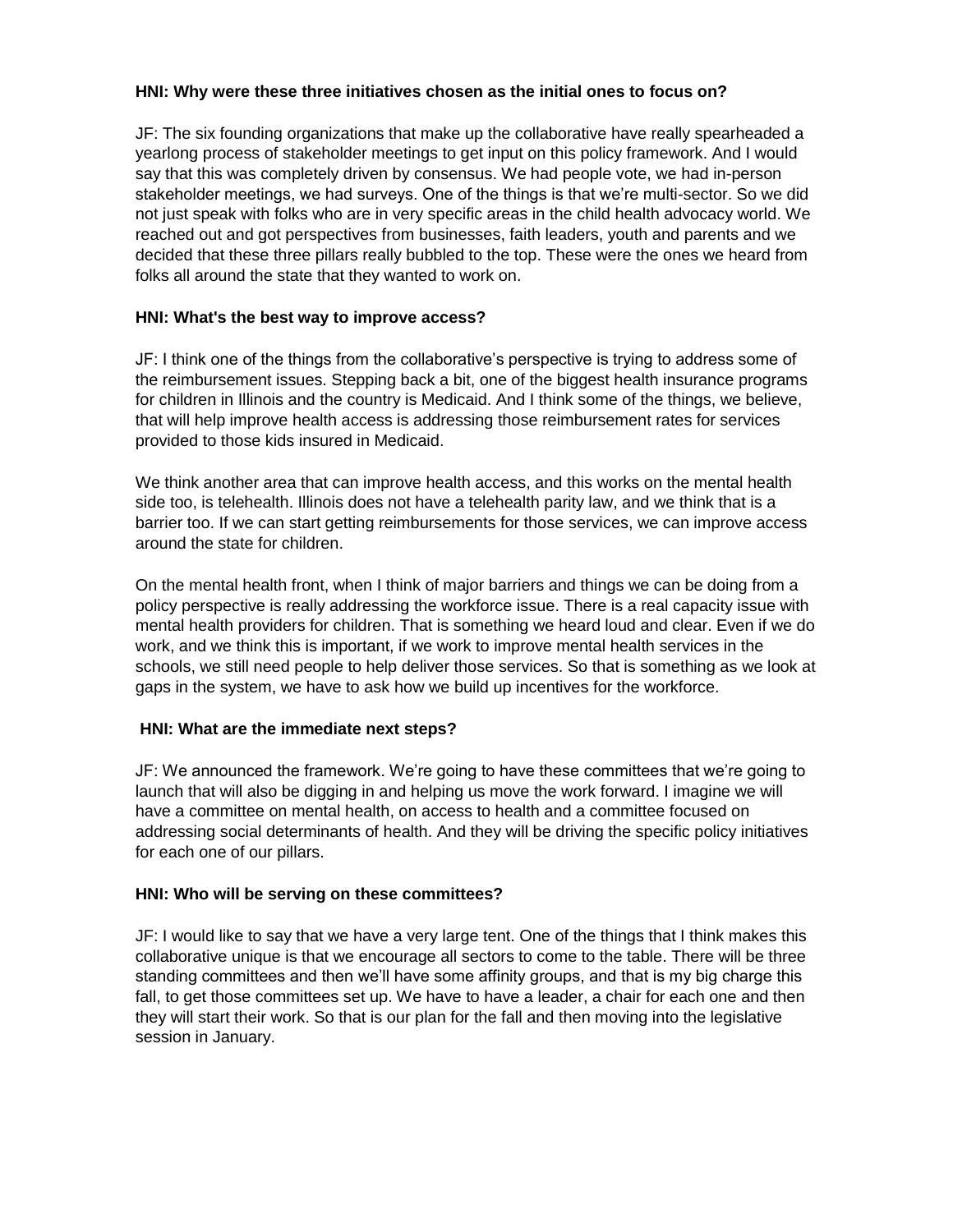**HNI: Why were these three initiatives chosen as the initial ones to focus on?**

JF: The six founding organizations that make up the collaborative have really spearheaded a yearlong process of stakeholder meetings to get input on this policy framework. And I would say that this was completely driven by consensus. We had people vote, we had in-person stakeholder meetings, we had surveys. One of the things is that we're multi-sector. So we did not just speak with folks who are in very specific areas in the child health advocacy world. We reached out and got perspectives from businesses, faith leaders, youth and parents and we decided that these three pillars really bubbled to the top. These were the ones we heard from folks all around the state that they wanted to work on.

**HNI: What's the best way to improve access?**

JF: I think one of the things from the collaborative's perspective is trying to address some of the reimbursement issues. Stepping back a bit, one of the biggest health insurance programs for children in Illinois and the country is Medicaid. And I think some of the things, we believe, that will help improve health access is addressing those reimbursement rates for services provided to those kids insured in Medicaid.

We think another area that can improve health access, and this works on the mental health side too, is telehealth. Illinois does not have a telehealth parity law, and we think that is a barrier too. If we can start getting reimbursements for those services, we can improve access around the state for children.

On the mental health front, when I think of major barriers and things we can be doing from a policy perspective is really addressing the workforce issue. There is a real capacity issue with mental health providers for children. That is something we heard loud and clear. Even if we do work, and we think this is important, if we work to improve mental health services in the schools, we still need people to help deliver those services. So that is something as we look at gaps in the system, we have to ask how we build up incentives for the workforce.

**HNI: What are the immediate next steps?**

JF: We announced the framework. We're going to have these committees that we're going to launch that will also be digging in and helping us move the work forward. I imagine we will have a committee on mental health, on access to health and a committee focused on addressing social determinants of health. And they will be driving the specific policy initiatives for each one of our pillars.

**HNI: Who will be serving on these committees?**

JF: I would like to say that we have a very large tent. One of the things that I think makes this collaborative unique is that we encourage all sectors to come to the table. There will be three standing committees and then we'll have some affinity groups, and that is my big charge this fall, to get those committees set up. We have to have a leader, a chair for each one and then they will start their work. So that is our plan for the fall and then moving into the legislative session in January.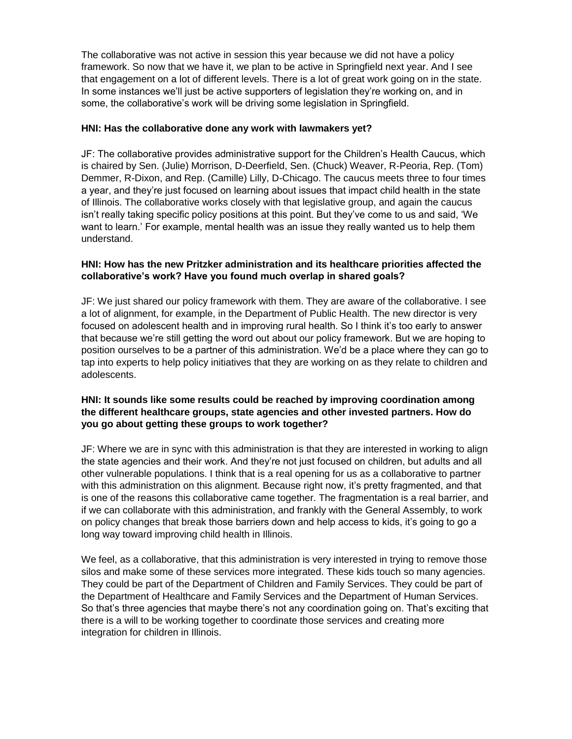The collaborative was not active in session this year because we did not have a policy framework. So now that we have it, we plan to be active in Springfield next year. And I see that engagement on a lot of different levels. There is a lot of great work going on in the state. In some instances we'll just be active supporters of legislation they're working on, and in some, the collaborative's work will be driving some legislation in Springfield.

**HNI: Has the collaborative done any work with lawmakers yet?**

JF: The collaborative provides administrative support for the Children's Health Caucus, which is chaired by Sen. (Julie) Morrison, D-Deerfield, Sen. (Chuck) Weaver, R-Peoria, Rep. (Tom) Demmer, R-Dixon, and Rep. (Camille) Lilly, D-Chicago. The caucus meets three to four times a year, and they're just focused on learning about issues that impact child health in the state of Illinois. The collaborative works closely with that legislative group, and again the caucus isn't really taking specific policy positions at this point. But they've come to us and said, 'We want to learn.' For example, mental health was an issue they really wanted us to help them understand.

**HNI: How has the new Pritzker administration and its healthcare priorities affected the collaborative's work? Have you found much overlap in shared goals?**

JF: We just shared our policy framework with them. They are aware of the collaborative. I see a lot of alignment, for example, in the Department of Public Health. The new director is very focused on adolescent health and in improving rural health. So I think it's too early to answer that because we're still getting the word out about our policy framework. But we are hoping to position ourselves to be a partner of this administration. We'd be a place where they can go to tap into experts to help policy initiatives that they are working on as they relate to children and adolescents.

**HNI: It sounds like some results could be reached by improving coordination among the different healthcare groups, state agencies and other invested partners. How do you go about getting these groups to work together?**

JF: Where we are in sync with this administration is that they are interested in working to align the state agencies and their work. And they're not just focused on children, but adults and all other vulnerable populations. I think that is a real opening for us as a collaborative to partner with this administration on this alignment. Because right now, it's pretty fragmented, and that is one of the reasons this collaborative came together. The fragmentation is a real barrier, and if we can collaborate with this administration, and frankly with the General Assembly, to work on policy changes that break those barriers down and help access to kids, it's going to go a long way toward improving child health in Illinois.

We feel, as a collaborative, that this administration is very interested in trying to remove those silos and make some of these services more integrated. These kids touch so many agencies. They could be part of the Department of Children and Family Services. They could be part of the Department of Healthcare and Family Services and the Department of Human Services. So that's three agencies that maybe there's not any coordination going on. That's exciting that there is a will to be working together to coordinate those services and creating more integration for children in Illinois.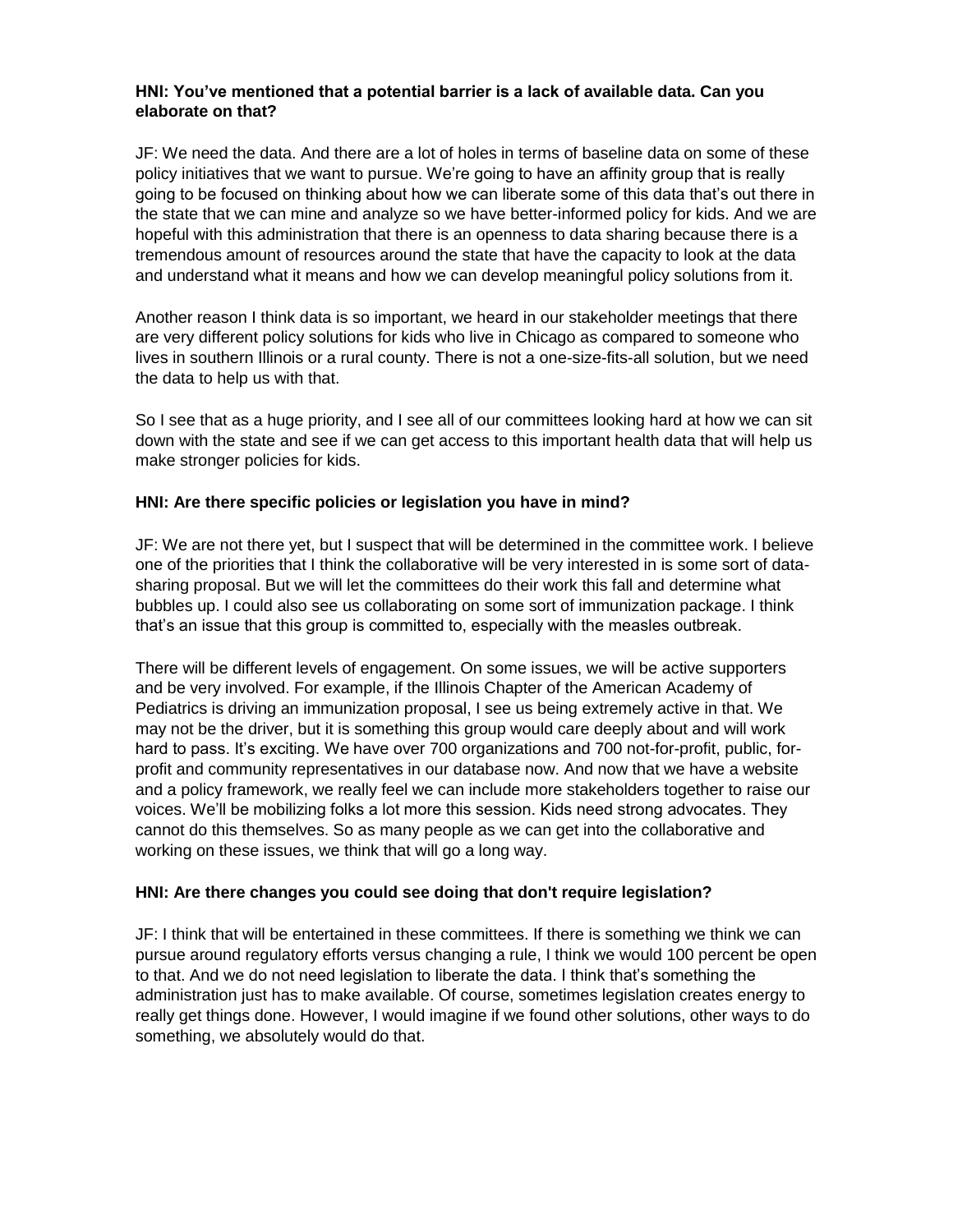**HNI: You've mentioned that a potential barrier is a lack of available data. Can you elaborate on that?**

JF: We need the data. And there are a lot of holes in terms of baseline data on some of these policy initiatives that we want to pursue. We're going to have an affinity group that is really going to be focused on thinking about how we can liberate some of this data that's out there in the state that we can mine and analyze so we have better-informed policy for kids. And we are hopeful with this administration that there is an openness to data sharing because there is a tremendous amount of resources around the state that have the capacity to look at the data and understand what it means and how we can develop meaningful policy solutions from it.

Another reason I think data is so important, we heard in our stakeholder meetings that there are very different policy solutions for kids who live in Chicago as compared to someone who lives in southern Illinois or a rural county. There is not a one-size-fits-all solution, but we need the data to help us with that.

So I see that as a huge priority, and I see all of our committees looking hard at how we can sit down with the state and see if we can get access to this important health data that will help us make stronger policies for kids.

**HNI: Are there specific policies or legislation you have in mind?**

JF: We are not there yet, but I suspect that will be determined in the committee work. I believe one of the priorities that I think the collaborative will be very interested in is some sort of data-sharing proposal. But we will let the committees do their work this fall and determine what bubbles up. I could also see us collaborating on some sort of immunization package. I think that's an issue that this group is committed to, especially with the measles outbreak.

There will be different levels of engagement. On some issues, we will be active supporters and be very involved. For example, if the Illinois Chapter of the American Academy of Pediatrics is driving an immunization proposal, I see us being extremely active in that. We may not be the driver, but it is something this group would care deeply about and will work hard to pass. It's exciting. We have over 700 organizations and 700 not-for-profit, public, for-profit and community representatives in our database now. And now that we have a website and a policy framework, we really feel we can include more stakeholders together to raise our voices. We'll be mobilizing folks a lot more this session. Kids need strong advocates. They cannot do this themselves. So as many people as we can get into the collaborative and working on these issues, we think that will go a long way.

**HNI: Are there changes you could see doing that don't require legislation?**

JF: I think that will be entertained in these committees. If there is something we think we can pursue around regulatory efforts versus changing a rule, I think we would 100 percent be open to that. And we do not need legislation to liberate the data. I think that's something the administration just has to make available. Of course, sometimes legislation creates energy to really get things done. However, I would imagine if we found other solutions, other ways to do something, we absolutely would do that.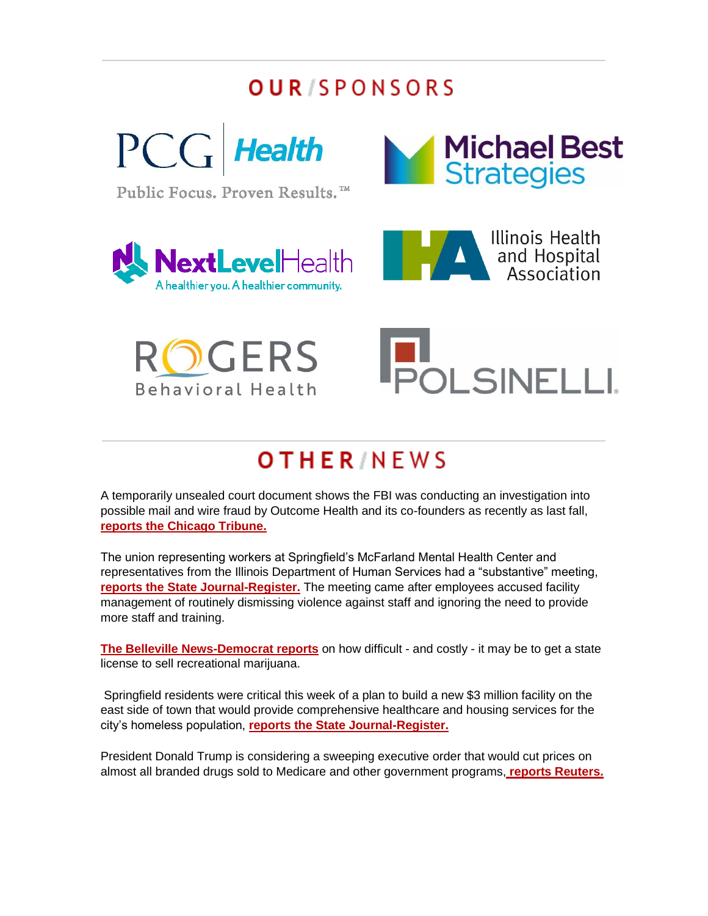## OUR/SPONSORS

PCG Health

Public Focus. Proven Results.™

Michael Best Strategies

NextLevelHealth

A healthier you. A healthier community.

Illinois Health and Hospital Association

ROGERS Behavioral Health

POLSINELLI

## OTHER/NEWS

A temporarily unsealed court document shows the FBI was conducting an investigation into possible mail and wire fraud by Outcome Health and its co-founders as recently as last fall, **reports the Chicago Tribune.**

The union representing workers at Springfield's McFarland Mental Health Center and representatives from the Illinois Department of Human Services had a "substantive" meeting, **reports the State Journal-Register.** The meeting came after employees accused facility management of routinely dismissing violence against staff and ignoring the need to provide more staff and training.

**The Belleville News-Democrat reports** on how difficult - and costly - it may be to get a state license to sell recreational marijuana.

Springfield residents were critical this week of a plan to build a new $3 million facility on the east side of town that would provide comprehensive healthcare and housing services for the city's homeless population, **reports the State Journal-Register.**

President Donald Trump is considering a sweeping executive order that would cut prices on almost all branded drugs sold to Medicare and other government programs, **reports Reuters.**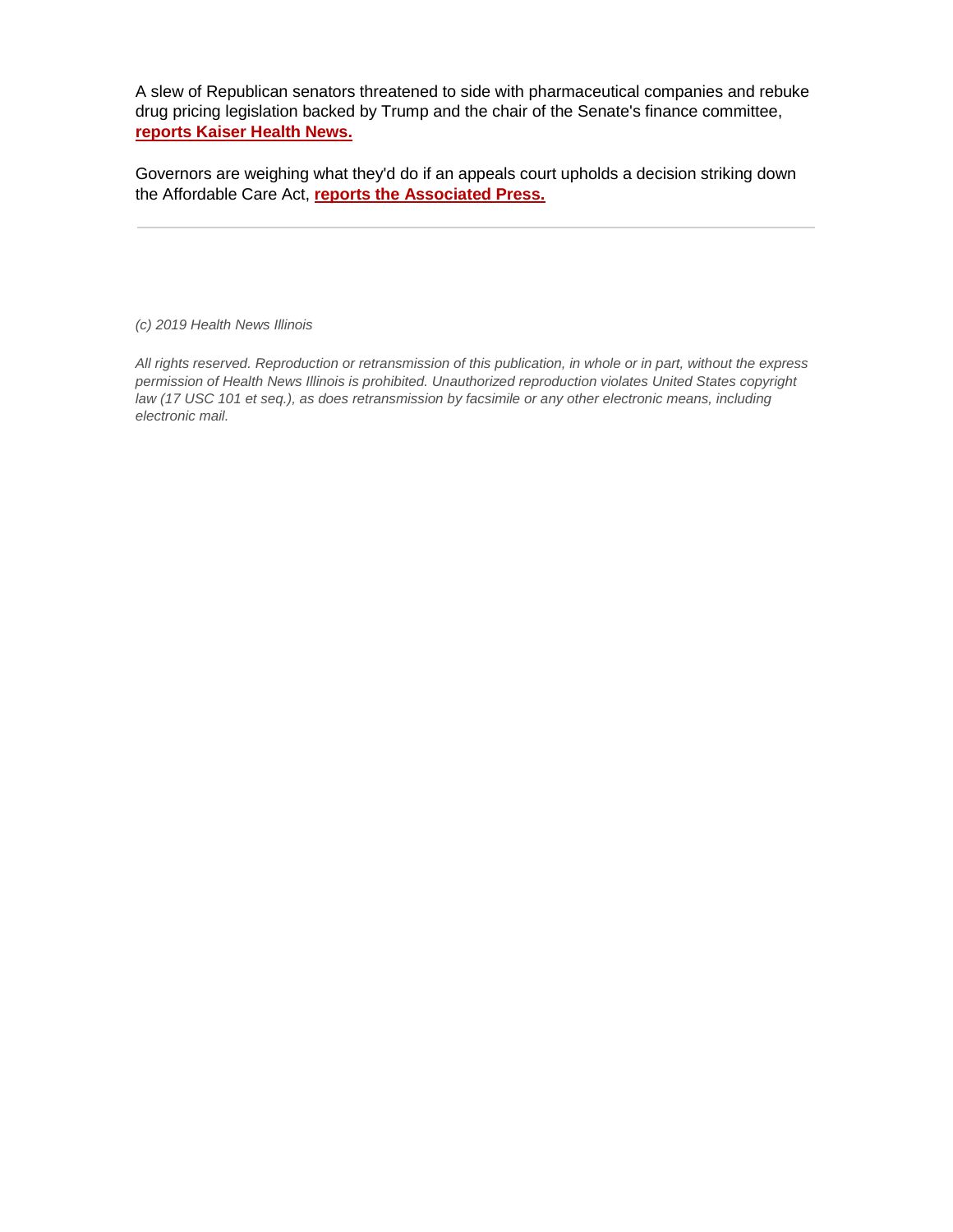A slew of Republican senators threatened to side with pharmaceutical companies and rebuke drug pricing legislation backed by Trump and the chair of the Senate's finance committee, **reports Kaiser Health News.**

Governors are weighing what they'd do if an appeals court upholds a decision striking down the Affordable Care Act, **reports the Associated Press.**

---

*(c) 2019 Health News Illinois*

*All rights reserved. Reproduction or retransmission of this publication, in whole or in part, without the express permission of Health News Illinois is prohibited. Unauthorized reproduction violates United States copyright law (17 USC 101 et seq.), as does retransmission by facsimile or any other electronic means, including electronic mail.*